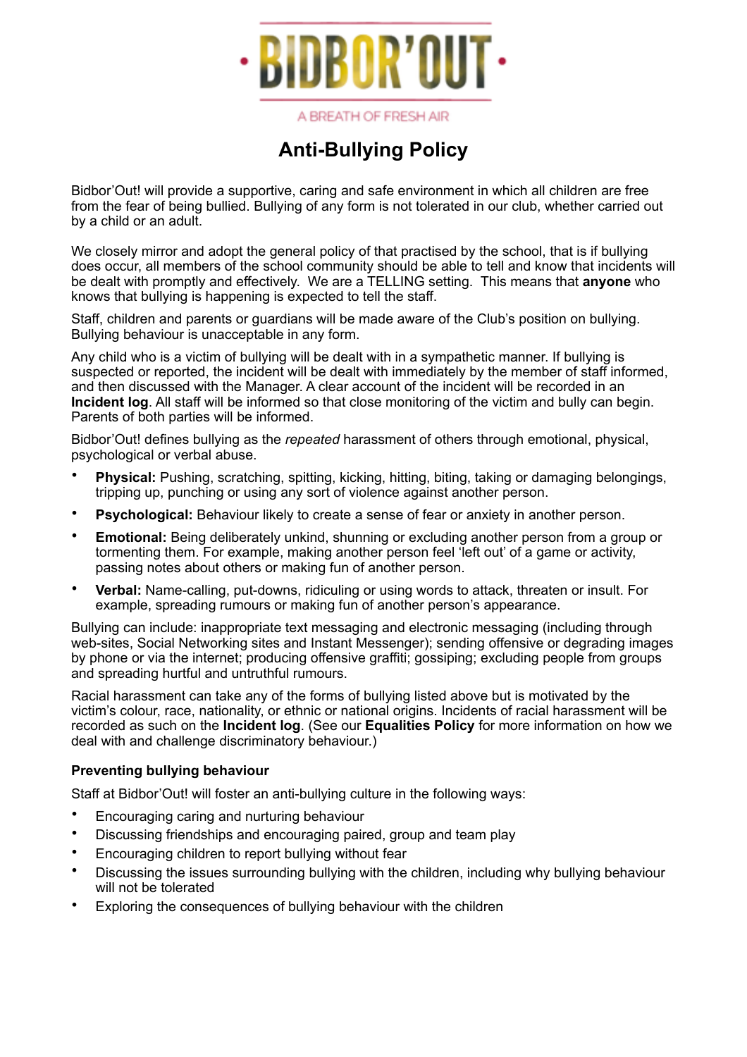# ·BIDBOR'OUT·

A BREATH OF FRESH AIR

## Anti-Bullying Policy

Bidbor'Out! will provide a supportive, caring and safe environment in which all children are free from the fear of being bullied. Bullying of any form is not tolerated in our club, whether carried out by a child or an adult.

We closely mirror and adopt the general policy of that practised by the school, that is if bullying does occur, all members of the school community should be able to tell and know that incidents will be dealt with promptly and effectively. We are a TELLING setting. This means that **anyone** who knows that bullying is happening is expected to tell the staff.

Staff, children and parents or guardians will be made aware of the Club's position on bullying. Bullying behaviour is unacceptable in any form.

Any child who is a victim of bullying will be dealt with in a sympathetic manner. If bullying is suspected or reported, the incident will be dealt with immediately by the member of staff informed, and then discussed with the Manager. A clear account of the incident will be recorded in an **Incident log**. All staff will be informed so that close monitoring of the victim and bully can begin. Parents of both parties will be informed.

Bidbor'Out! defines bullying as the *repeated* harassment of others through emotional, physical, psychological or verbal abuse.

- **Physical:** Pushing, scratching, spitting, kicking, hitting, biting, taking or damaging belongings, tripping up, punching or using any sort of violence against another person.
- **Psychological:** Behaviour likely to create a sense of fear or anxiety in another person.
- **Emotional:** Being deliberately unkind, shunning or excluding another person from a group or tormenting them. For example, making another person feel 'left out' of a game or activity, passing notes about others or making fun of another person.
- **Verbal:** Name-calling, put-downs, ridiculing or using words to attack, threaten or insult. For example, spreading rumours or making fun of another person's appearance.

Bullying can include: inappropriate text messaging and electronic messaging (including through web-sites, Social Networking sites and Instant Messenger); sending offensive or degrading images by phone or via the internet; producing offensive graffiti; gossiping; excluding people from groups and spreading hurtful and untruthful rumours.

Racial harassment can take any of the forms of bullying listed above but is motivated by the victim's colour, race, nationality, or ethnic or national origins. Incidents of racial harassment will be recorded as such on the **Incident log**. (See our **Equalities Policy** for more information on how we deal with and challenge discriminatory behaviour.)

### Preventing bullying behaviour

Staff at Bidbor'Out! will foster an anti-bullying culture in the following ways:

- Encouraging caring and nurturing behaviour
- Discussing friendships and encouraging paired, group and team play
- Encouraging children to report bullying without fear
- Discussing the issues surrounding bullying with the children, including why bullying behaviour will not be tolerated
- Exploring the consequences of bullying behaviour with the children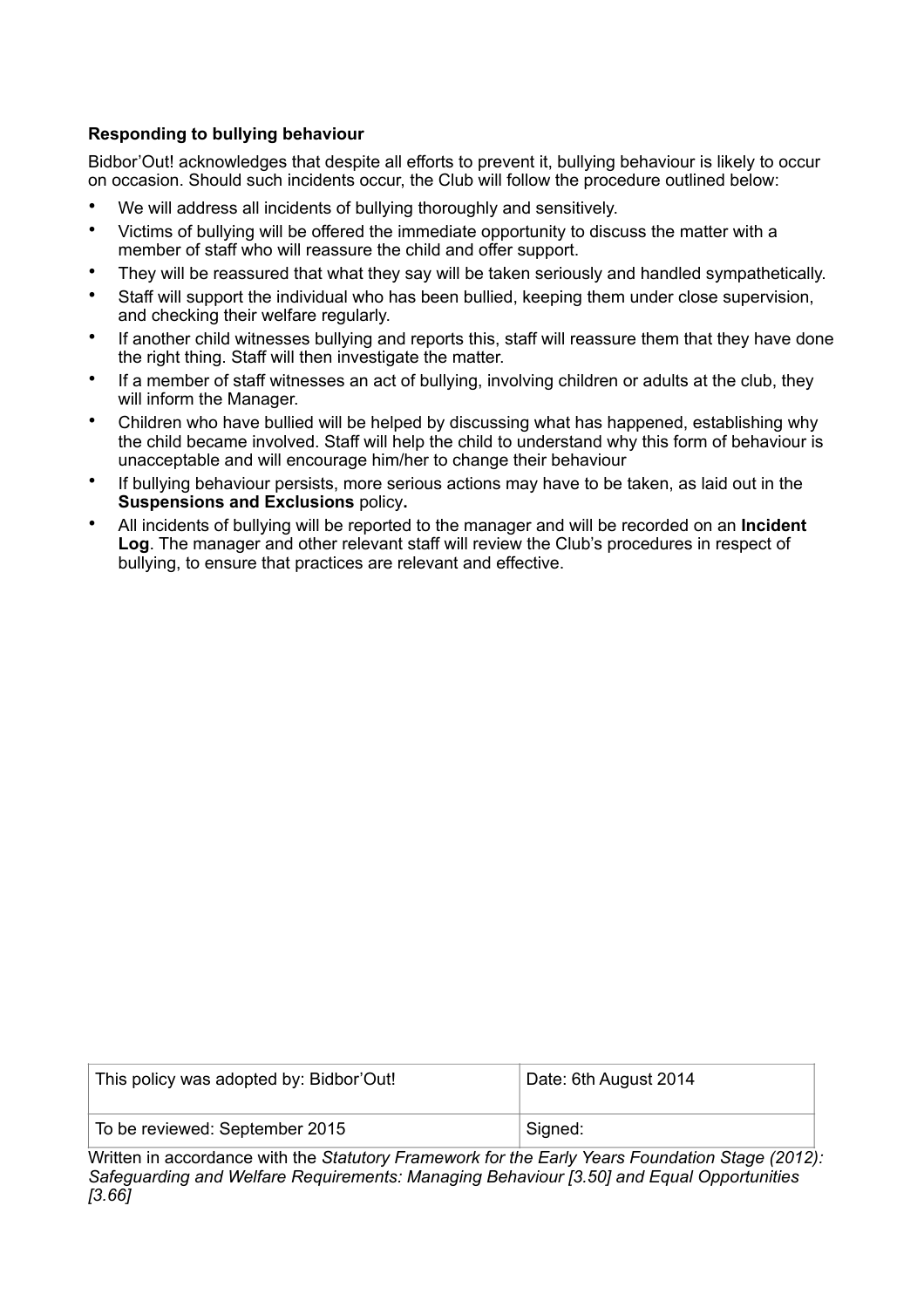**Responding to bullying behaviour**

Bidbor'Out! acknowledges that despite all efforts to prevent it, bullying behaviour is likely to occur on occasion. Should such incidents occur, the Club will follow the procedure outlined below:

- We will address all incidents of bullying thoroughly and sensitively.
- Victims of bullying will be offered the immediate opportunity to discuss the matter with a member of staff who will reassure the child and offer support.
- They will be reassured that what they say will be taken seriously and handled sympathetically.
- Staff will support the individual who has been bullied, keeping them under close supervision, and checking their welfare regularly.
- If another child witnesses bullying and reports this, staff will reassure them that they have done the right thing. Staff will then investigate the matter.
- If a member of staff witnesses an act of bullying, involving children or adults at the club, they will inform the Manager.
- Children who have bullied will be helped by discussing what has happened, establishing why the child became involved. Staff will help the child to understand why this form of behaviour is unacceptable and will encourage him/her to change their behaviour
- If bullying behaviour persists, more serious actions may have to be taken, as laid out in the **Suspensions and Exclusions** policy**.**
- All incidents of bullying will be reported to the manager and will be recorded on an **Incident Log**. The manager and other relevant staff will review the Club's procedures in respect of bullying, to ensure that practices are relevant and effective.

| | |
|---|---|
| This policy was adopted by: Bidbor'Out! | Date: 6th August 2014 |
| To be reviewed: September 2015 | Signed: |

Written in accordance with the *Statutory Framework for the Early Years Foundation Stage (2012): Safeguarding and Welfare Requirements: Managing Behaviour [3.50] and Equal Opportunities [3.66]*